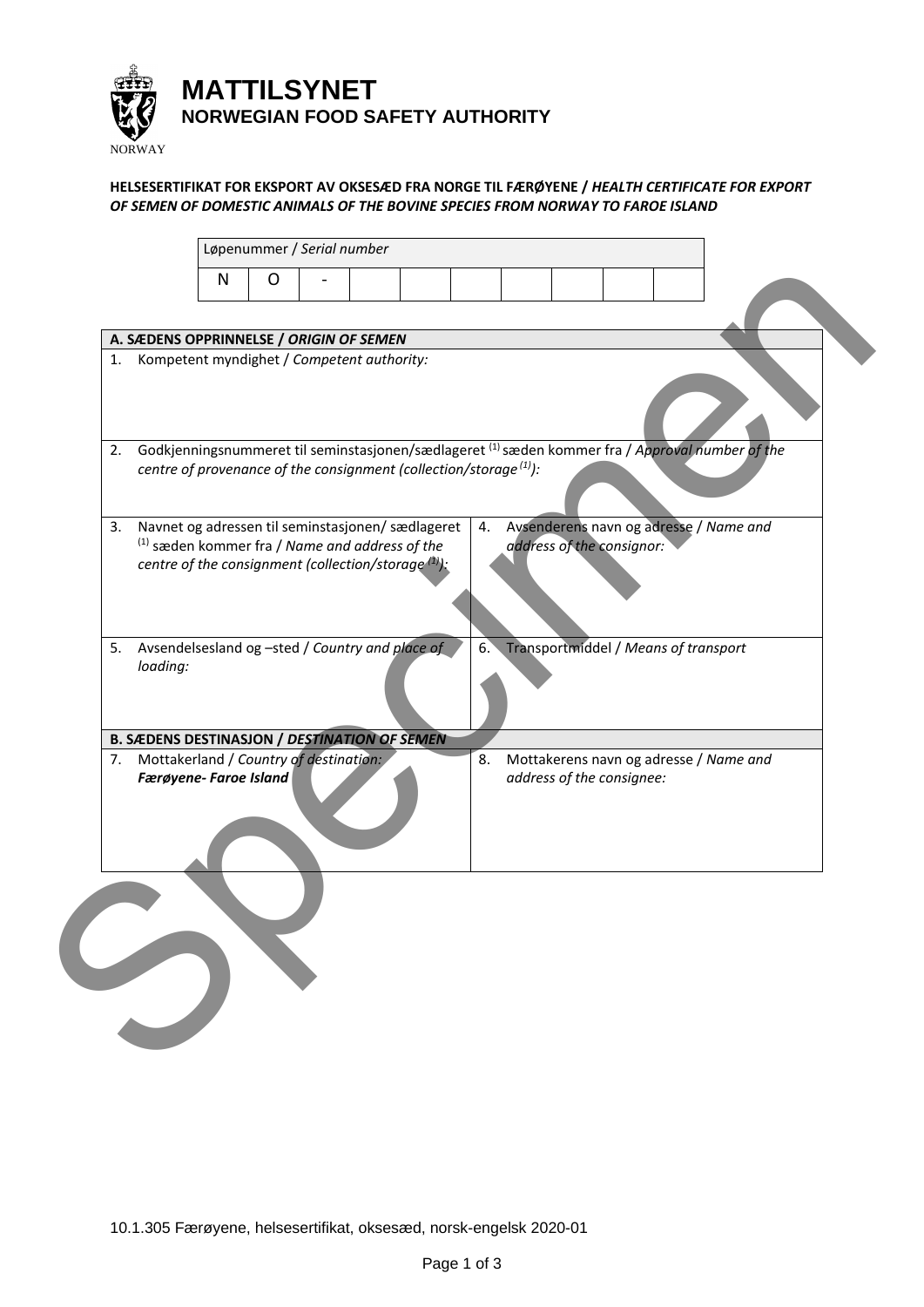**MATTILSYNET**
**NORWEGIAN FOOD SAFETY AUTHORITY**

NORWAY

**HELSESERTIFIKAT FOR EKSPORT AV OKSESÆD FRA NORGE TIL FÆRØYENE / *HEALTH CERTIFICATE FOR EXPORT OF SEMEN OF DOMESTIC ANIMALS OF THE BOVINE SPECIES FROM NORWAY TO FAROE ISLAND***

| Løpenummer / *Serial number* | | | | | | | | | |
|---|---|---|---|---|---|---|---|---|---|
| N | O | - | | | | | | | |

| **A. SÆDENS OPPRINNELSE / *ORIGIN OF SEMEN*** | |
|---|---|
| 1. Kompetent myndighet / *Competent authority:* | |
| 2. Godkjenningsnummeret til seminstasjonen/sædlageret [1] sæden kommer fra / *Approval number of the centre of provenance of the consignment (collection/storage [1]):* | |
| 3. Navnet og adressen til seminstasjonen/ sædlageret [1] sæden kommer fra / *Name and address of the centre of the consignment (collection/storage [1]):* | 4. Avsenderens navn og adresse / *Name and address of the consignor:* |
| 5. Avsendelsesland og –sted / *Country and place of loading:* | 6. Transportmiddel / *Means of transport* |
| **B. SÆDENS DESTINASJON / *DESTINATION OF SEMEN*** | |
| 7. Mottakerland / *Country of destination:* ***Færøyene- Faroe Island*** | 8. Mottakerens navn og adresse / *Name and address of the consignee:* |

10.1.305 Færøyene, helsesertifikat, oksesæd, norsk-engelsk 2020-01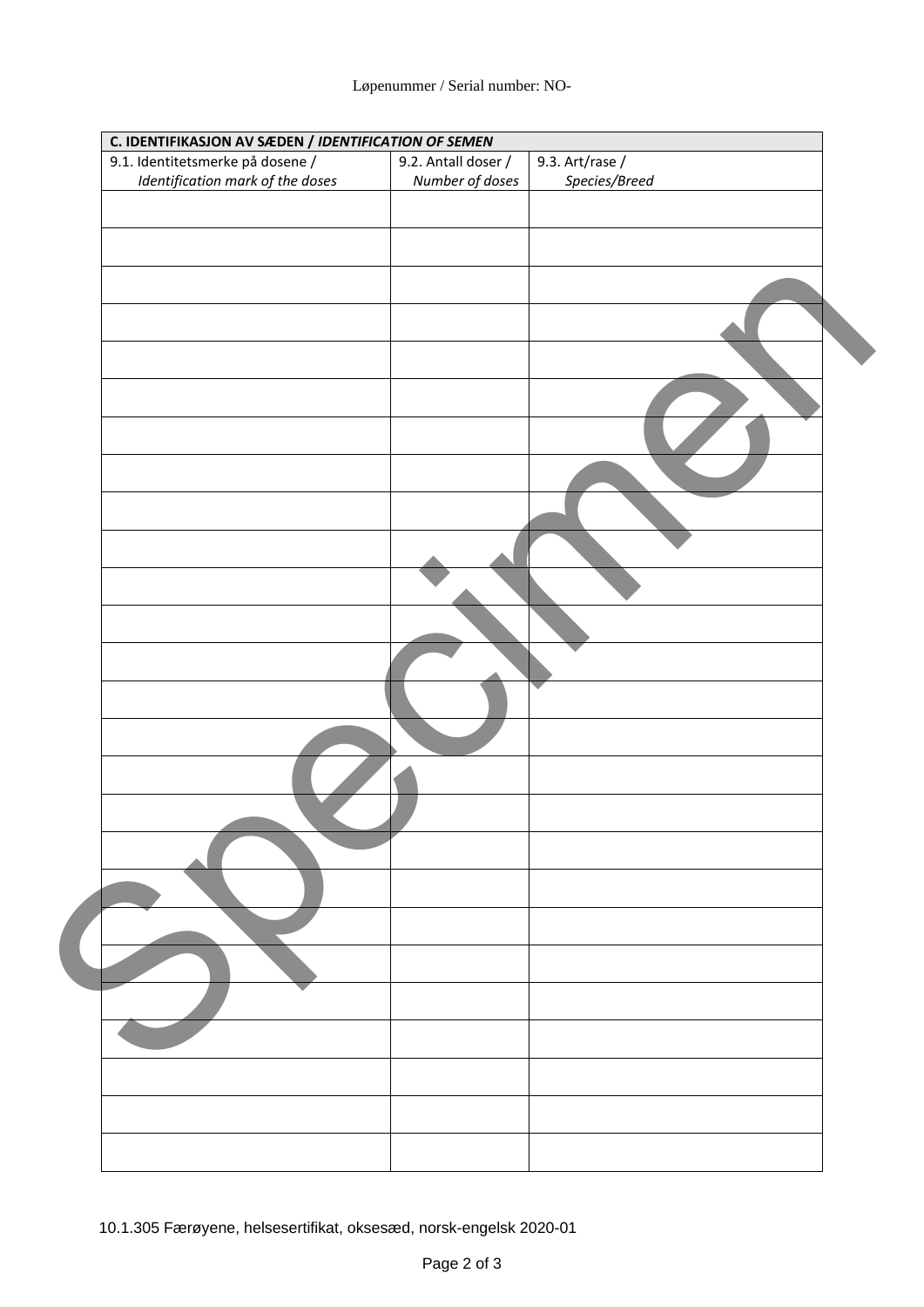Løpenummer / Serial number: NO-

| C. IDENTIFIKASJON AV SÆDEN / *IDENTIFICATION OF SEMEN* | | |
|---|---|---|
| 9.1. Identitetsmerke på dosene / *Identification mark of the doses* | 9.2. Antall doser / *Number of doses* | 9.3. Art/rase / *Species/Breed* |
| | | |
| | | |
| | | |
| | | |
| | | |
| | | |
| | | |
| | | |
| | | |
| | | |
| | | |
| | | |
| | | |
| | | |
| | | |
| | | |
| | | |
| | | |
| | | |
| | | |
| | | |
| | | |
| | | |
| | | |
| | | |
| | | |

Specimen

10.1.305 Færøyene, helsesertifikat, oksesæd, norsk-engelsk 2020-01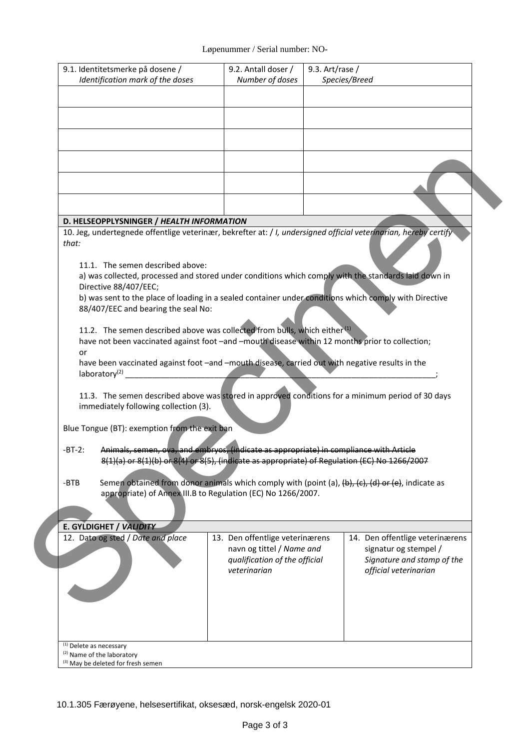Løpenummer / Serial number: NO-

| 9.1. Identitetsmerke på dosene / *Identification mark of the doses* | 9.2. Antall doser / *Number of doses* | 9.3. Art/rase / *Species/Breed* |
|---|---|---|
| | | |
| | | |
| | | |
| | | |
| | | |
| | | |

**D. HELSEOPPLYSNINGER / *HEALTH INFORMATION***

10. Jeg, undertegnede offentlige veterinær, bekrefter at: / *I, undersigned official veterinarian, hereby certify that:*

11.1. The semen described above:
a) was collected, processed and stored under conditions which comply with the standards laid down in Directive 88/407/EEC;
b) was sent to the place of loading in a sealed container under conditions which comply with Directive 88/407/EEC and bearing the seal No:

11.2. The semen described above was collected from bulls, which either [1]
have not been vaccinated against foot –and –mouth disease within 12 months prior to collection;
or
have been vaccinated against foot –and –mouth disease, carried out with negative results in the laboratory[2] ______________________________________________________________________;

11.3. The semen described above was stored in approved conditions for a minimum period of 30 days immediately following collection (3).

Blue Tongue (BT): exemption from the exit ban

-BT-2: ~~Animals, semen, ova, and embryos, (indicate as appropriate) in compliance with Article 8(1)(a) or 8(1)(b) or 8(4) or 8(5), (indicate as appropriate) of Regulation (EC) No 1266/2007~~

-BTB Semen obtained from donor animals which comply with (point (a), ~~(b), (c), (d) or (e)~~, indicate as appropriate) of Annex III.B to Regulation (EC) No 1266/2007.

**E. GYLDIGHET / *VALIDITY***

| 12. Dato og sted / *Date and place* | 13. Den offentlige veterinærens navn og tittel / *Name and qualification of the official veterinarian* | 14. Den offentlige veterinærens signatur og stempel / *Signature and stamp of the official veterinarian* |
|---|---|---|
| | | |

[1] Delete as necessary
[2] Name of the laboratory
[3] May be deleted for fresh semen

10.1.305 Færøyene, helsesertifikat, oksesæd, norsk-engelsk 2020-01